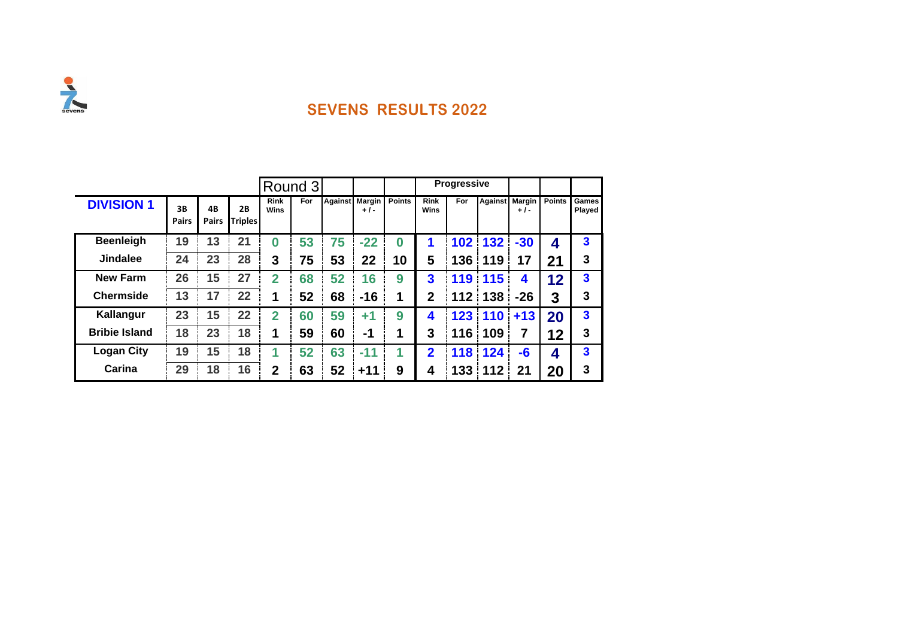## SEVENS RESULTS 2022

| | | | | Round 3 | | | | | Progressive | | | | | |
|---|---|---|---|---|---|---|---|---|---|---|---|---|---|---|
| **DIVISION 1** | 3B Pairs | 4B Pairs | 2B Triples | Rink Wins | For | Against | Margin + / - | Points | Rink Wins | For | Against | Margin + / - | Points | Games Played |
| **Beenleigh** | 19 | 13 | 21 | 0 | 53 | 75 | -22 | 0 | 1 | 102 | 132 | -30 | 4 | 3 |
| **Jindalee** | 24 | 23 | 28 | 3 | 75 | 53 | 22 | 10 | 5 | 136 | 119 | 17 | 21 | 3 |
| **New Farm** | 26 | 15 | 27 | 2 | 68 | 52 | 16 | 9 | 3 | 119 | 115 | 4 | 12 | 3 |
| **Chermside** | 13 | 17 | 22 | 1 | 52 | 68 | -16 | 1 | 2 | 112 | 138 | -26 | 3 | 3 |
| **Kallangur** | 23 | 15 | 22 | 2 | 60 | 59 | +1 | 9 | 4 | 123 | 110 | +13 | 20 | 3 |
| **Bribie Island** | 18 | 23 | 18 | 1 | 59 | 60 | -1 | 1 | 3 | 116 | 109 | 7 | 12 | 3 |
| **Logan City** | 19 | 15 | 18 | 1 | 52 | 63 | -11 | 1 | 2 | 118 | 124 | -6 | 4 | 3 |
| **Carina** | 29 | 18 | 16 | 2 | 63 | 52 | +11 | 9 | 4 | 133 | 112 | 21 | 20 | 3 |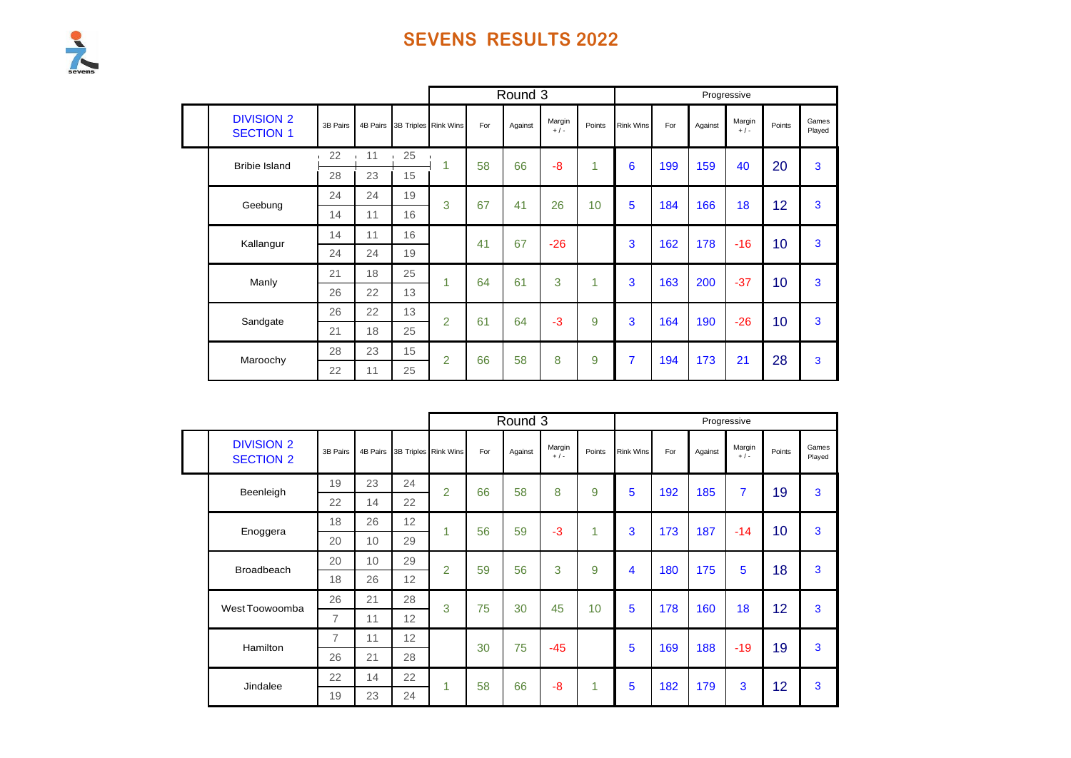# SEVENS RESULTS 2022

| DIVISION 2 SECTION 1 | 3B Pairs | 4B Pairs | 3B Triples | Round 3 Rink Wins | Round 3 For | Round 3 Against | Round 3 Margin + / - | Round 3 Points | Progressive Rink Wins | Progressive For | Progressive Against | Progressive Margin + / - | Progressive Points | Games Played |
|---|---|---|---|---|---|---|---|---|---|---|---|---|---|---|
| Bribie Island | 22 | 11 | 25 | 1 | 58 | 66 | -8 | 1 | 6 | 199 | 159 | 40 | 20 | 3 |
| | 28 | 23 | 15 | | | | | | | | | | | |
| Geebung | 24 | 24 | 19 | 3 | 67 | 41 | 26 | 10 | 5 | 184 | 166 | 18 | 12 | 3 |
| | 14 | 11 | 16 | | | | | | | | | | | |
| Kallangur | 14 | 11 | 16 | | 41 | 67 | -26 | | 3 | 162 | 178 | -16 | 10 | 3 |
| | 24 | 24 | 19 | | | | | | | | | | | |
| Manly | 21 | 18 | 25 | 1 | 64 | 61 | 3 | 1 | 3 | 163 | 200 | -37 | 10 | 3 |
| | 26 | 22 | 13 | | | | | | | | | | | |
| Sandgate | 26 | 22 | 13 | 2 | 61 | 64 | -3 | 9 | 3 | 164 | 190 | -26 | 10 | 3 |
| | 21 | 18 | 25 | | | | | | | | | | | |
| Maroochy | 28 | 23 | 15 | 2 | 66 | 58 | 8 | 9 | 7 | 194 | 173 | 21 | 28 | 3 |
| | 22 | 11 | 25 | | | | | | | | | | | |

| DIVISION 2 SECTION 2 | 3B Pairs | 4B Pairs | 3B Triples | Round 3 Rink Wins | Round 3 For | Round 3 Against | Round 3 Margin + / - | Round 3 Points | Progressive Rink Wins | Progressive For | Progressive Against | Progressive Margin + / - | Progressive Points | Games Played |
|---|---|---|---|---|---|---|---|---|---|---|---|---|---|---|
| Beenleigh | 19 | 23 | 24 | 2 | 66 | 58 | 8 | 9 | 5 | 192 | 185 | 7 | 19 | 3 |
| | 22 | 14 | 22 | | | | | | | | | | | |
| Enoggera | 18 | 26 | 12 | 1 | 56 | 59 | -3 | 1 | 3 | 173 | 187 | -14 | 10 | 3 |
| | 20 | 10 | 29 | | | | | | | | | | | |
| Broadbeach | 20 | 10 | 29 | 2 | 59 | 56 | 3 | 9 | 4 | 180 | 175 | 5 | 18 | 3 |
| | 18 | 26 | 12 | | | | | | | | | | | |
| West Toowoomba | 26 | 21 | 28 | 3 | 75 | 30 | 45 | 10 | 5 | 178 | 160 | 18 | 12 | 3 |
| | 7 | 11 | 12 | | | | | | | | | | | |
| Hamilton | 7 | 11 | 12 | | 30 | 75 | -45 | | 5 | 169 | 188 | -19 | 19 | 3 |
| | 26 | 21 | 28 | | | | | | | | | | | |
| Jindalee | 22 | 14 | 22 | 1 | 58 | 66 | -8 | 1 | 5 | 182 | 179 | 3 | 12 | 3 |
| | 19 | 23 | 24 | | | | | | | | | | | |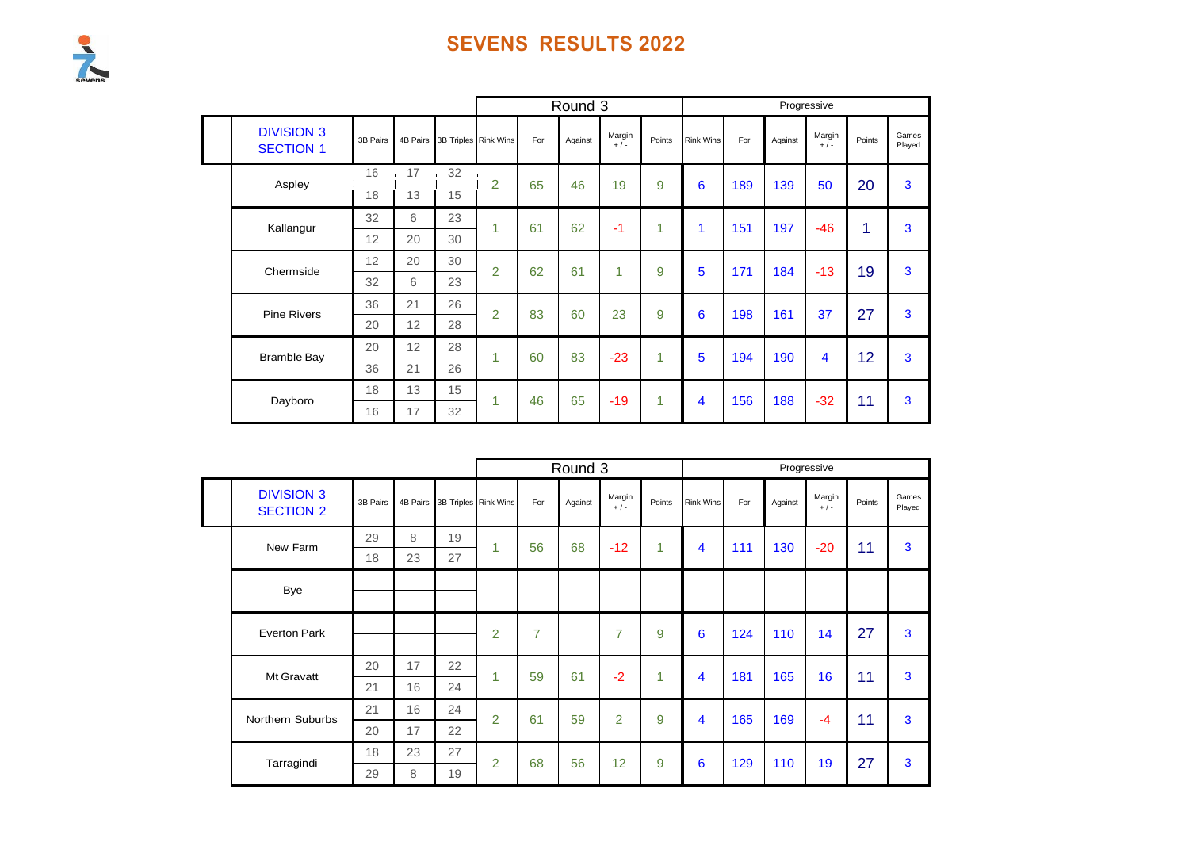# SEVENS RESULTS 2022

| DIVISION 3 SECTION 1 | 3B Pairs | 4B Pairs | 3B Triples | Round 3 Rink Wins | Round 3 For | Round 3 Against | Round 3 Margin +/- | Round 3 Points | Progressive Rink Wins | Progressive For | Progressive Against | Progressive Margin +/- | Progressive Points | Games Played |
|---|---|---|---|---|---|---|---|---|---|---|---|---|---|---|
| Aspley | 16 | 17 | 32 | 2 | 65 | 46 | 19 | 9 | 6 | 189 | 139 | 50 | 20 | 3 |
| | 18 | 13 | 15 | | | | | | | | | | | |
| Kallangur | 32 | 6 | 23 | 1 | 61 | 62 | -1 | 1 | 1 | 151 | 197 | -46 | 1 | 3 |
| | 12 | 20 | 30 | | | | | | | | | | | |
| Chermside | 12 | 20 | 30 | 2 | 62 | 61 | 1 | 9 | 5 | 171 | 184 | -13 | 19 | 3 |
| | 32 | 6 | 23 | | | | | | | | | | | |
| Pine Rivers | 36 | 21 | 26 | 2 | 83 | 60 | 23 | 9 | 6 | 198 | 161 | 37 | 27 | 3 |
| | 20 | 12 | 28 | | | | | | | | | | | |
| Bramble Bay | 20 | 12 | 28 | 1 | 60 | 83 | -23 | 1 | 5 | 194 | 190 | 4 | 12 | 3 |
| | 36 | 21 | 26 | | | | | | | | | | | |
| Dayboro | 18 | 13 | 15 | 1 | 46 | 65 | -19 | 1 | 4 | 156 | 188 | -32 | 11 | 3 |
| | 16 | 17 | 32 | | | | | | | | | | | |

| DIVISION 3 SECTION 2 | 3B Pairs | 4B Pairs | 3B Triples | Round 3 Rink Wins | Round 3 For | Round 3 Against | Round 3 Margin +/- | Round 3 Points | Progressive Rink Wins | Progressive For | Progressive Against | Progressive Margin +/- | Progressive Points | Games Played |
|---|---|---|---|---|---|---|---|---|---|---|---|---|---|---|
| New Farm | 29 | 8 | 19 | 1 | 56 | 68 | -12 | 1 | 4 | 111 | 130 | -20 | 11 | 3 |
| | 18 | 23 | 27 | | | | | | | | | | | |
| Bye | | | | | | | | | | | | | | |
| | | | | | | | | | | | | | | |
| Everton Park | | | | 2 | 7 | | 7 | 9 | 6 | 124 | 110 | 14 | 27 | 3 |
| | | | | | | | | | | | | | | |
| Mt Gravatt | 20 | 17 | 22 | 1 | 59 | 61 | -2 | 1 | 4 | 181 | 165 | 16 | 11 | 3 |
| | 21 | 16 | 24 | | | | | | | | | | | |
| Northern Suburbs | 21 | 16 | 24 | 2 | 61 | 59 | 2 | 9 | 4 | 165 | 169 | -4 | 11 | 3 |
| | 20 | 17 | 22 | | | | | | | | | | | |
| Tarragindi | 18 | 23 | 27 | 2 | 68 | 56 | 12 | 9 | 6 | 129 | 110 | 19 | 27 | 3 |
| | 29 | 8 | 19 | | | | | | | | | | | |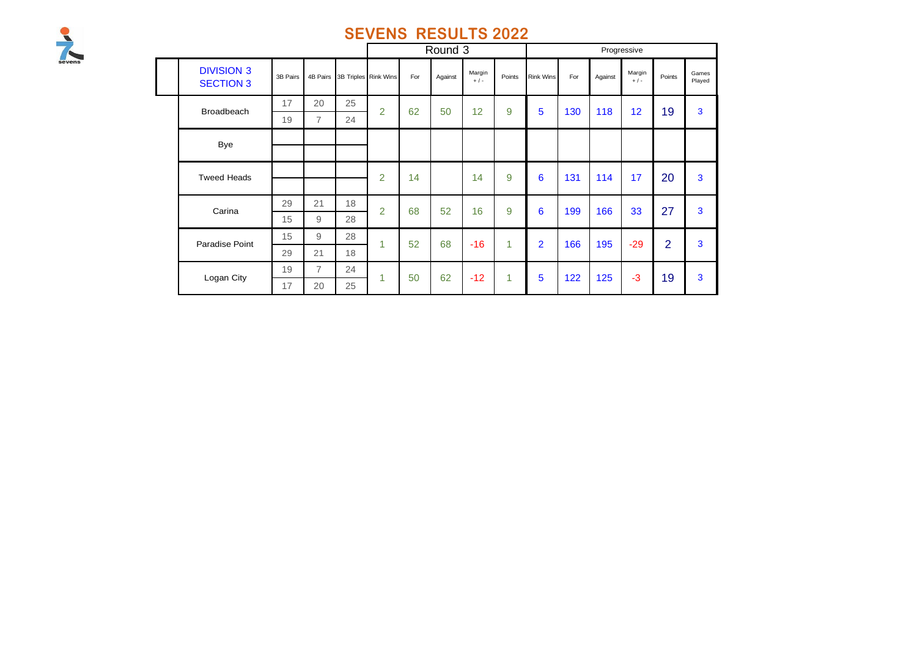# SEVENS RESULTS 2022

| DIVISION 3 SECTION 3 | 3B Pairs | 4B Pairs | 3B Triples | Round 3 Rink Wins | For | Against | Margin + / - | Points | Progressive Rink Wins | For | Against | Margin + / - | Points | Games Played |
|---|---|---|---|---|---|---|---|---|---|---|---|---|---|---|
| Broadbeach | 17 | 20 | 25 | 2 | 62 | 50 | 12 | 9 | 5 | 130 | 118 | 12 | 19 | 3 |
| | 19 | 7 | 24 | | | | | | | | | | | |
| Bye | | | | | | | | | | | | | | |
| | | | | | | | | | | | | | | |
| Tweed Heads | | | | 2 | 14 | | 14 | 9 | 6 | 131 | 114 | 17 | 20 | 3 |
| | | | | | | | | | | | | | | |
| Carina | 29 | 21 | 18 | 2 | 68 | 52 | 16 | 9 | 6 | 199 | 166 | 33 | 27 | 3 |
| | 15 | 9 | 28 | | | | | | | | | | | |
| Paradise Point | 15 | 9 | 28 | 1 | 52 | 68 | -16 | 1 | 2 | 166 | 195 | -29 | 2 | 3 |
| | 29 | 21 | 18 | | | | | | | | | | | |
| Logan City | 19 | 7 | 24 | 1 | 50 | 62 | -12 | 1 | 5 | 122 | 125 | -3 | 19 | 3 |
| | 17 | 20 | 25 | | | | | | | | | | | |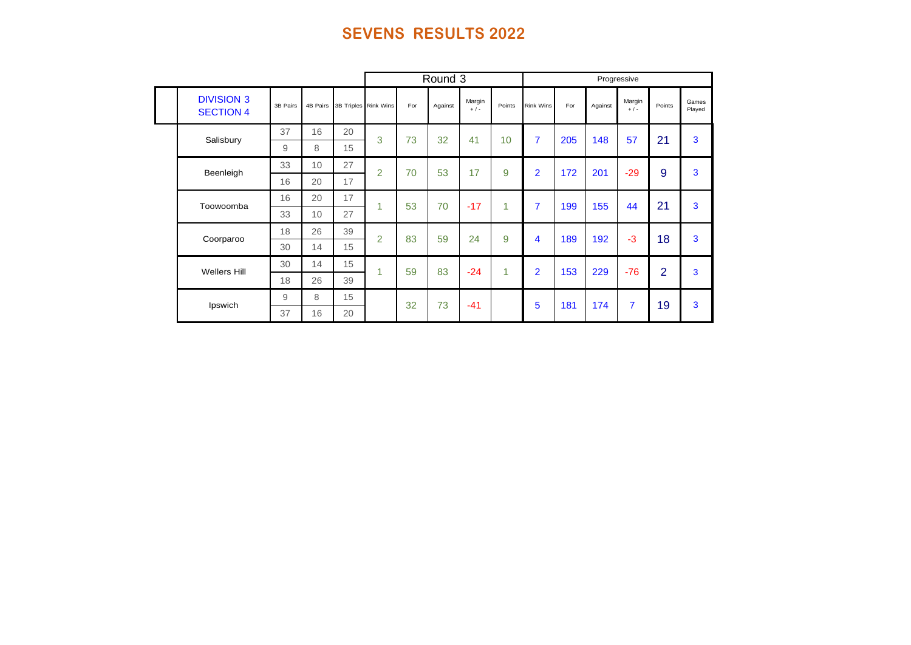# SEVENS RESULTS 2022

| DIVISION 3 SECTION 4 | 3B Pairs | 4B Pairs | 3B Triples | Round 3 Rink Wins | Round 3 For | Round 3 Against | Round 3 Margin + / - | Round 3 Points | Progressive Rink Wins | Progressive For | Progressive Against | Progressive Margin + / - | Progressive Points | Games Played |
|---|---|---|---|---|---|---|---|---|---|---|---|---|---|---|
| Salisbury | 37 | 16 | 20 | 3 | 73 | 32 | 41 | 10 | 7 | 205 | 148 | 57 | 21 | 3 |
| | 9 | 8 | 15 | | | | | | | | | | | |
| Beenleigh | 33 | 10 | 27 | 2 | 70 | 53 | 17 | 9 | 2 | 172 | 201 | -29 | 9 | 3 |
| | 16 | 20 | 17 | | | | | | | | | | | |
| Toowoomba | 16 | 20 | 17 | 1 | 53 | 70 | -17 | 1 | 7 | 199 | 155 | 44 | 21 | 3 |
| | 33 | 10 | 27 | | | | | | | | | | | |
| Coorparoo | 18 | 26 | 39 | 2 | 83 | 59 | 24 | 9 | 4 | 189 | 192 | -3 | 18 | 3 |
| | 30 | 14 | 15 | | | | | | | | | | | |
| Wellers Hill | 30 | 14 | 15 | 1 | 59 | 83 | -24 | 1 | 2 | 153 | 229 | -76 | 2 | 3 |
| | 18 | 26 | 39 | | | | | | | | | | | |
| Ipswich | 9 | 8 | 15 | | 32 | 73 | -41 | | 5 | 181 | 174 | 7 | 19 | 3 |
| | 37 | 16 | 20 | | | | | | | | | | | |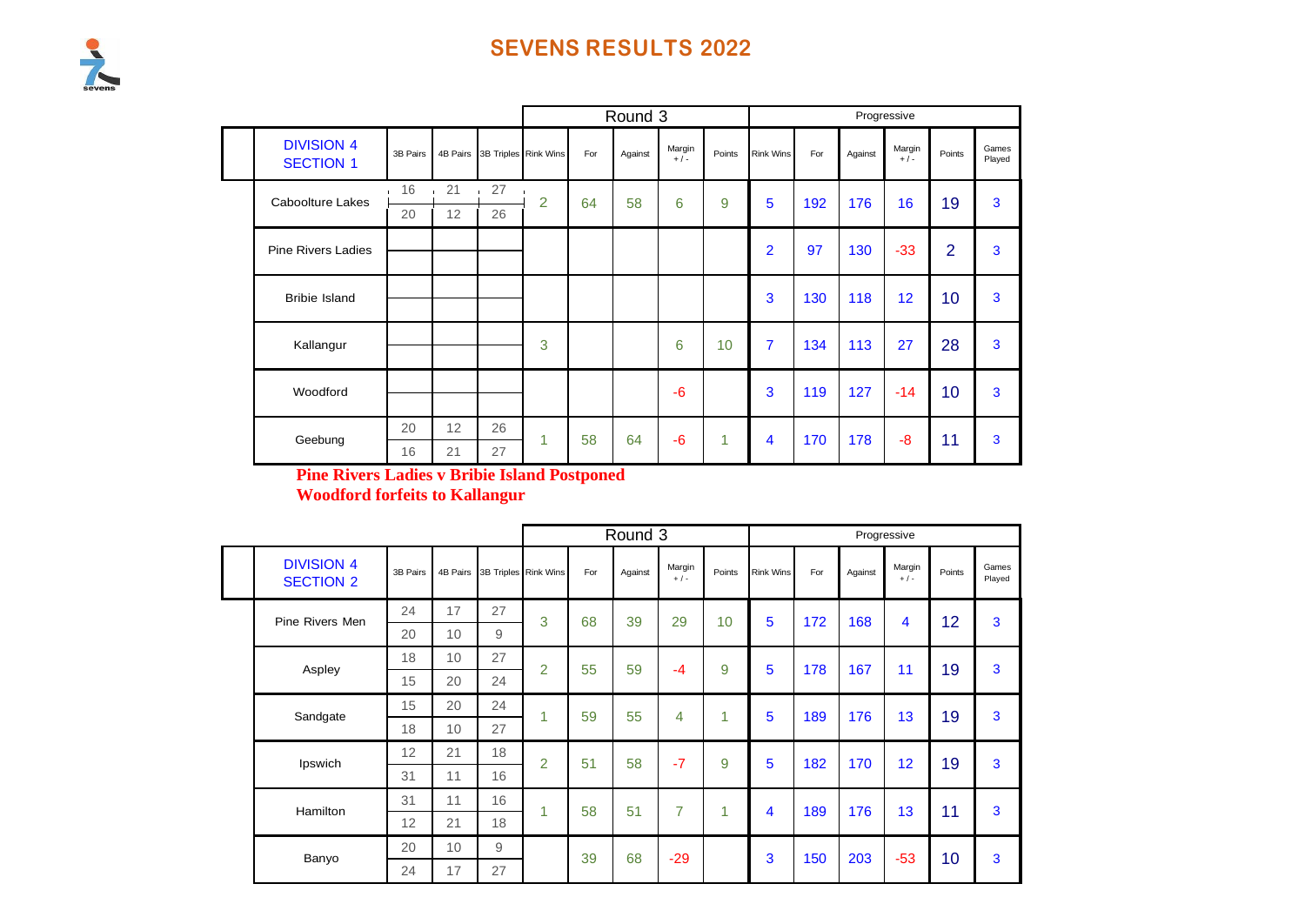# SEVENS RESULTS 2022

| DIVISION 4 SECTION 1 | 3B Pairs | 4B Pairs | 3B Triples | Round 3 Rink Wins | For | Against | Margin + / - | Points | Progressive Rink Wins | For | Against | Margin + / - | Points | Games Played |
|---|---|---|---|---|---|---|---|---|---|---|---|---|---|---|
| Caboolture Lakes | 16 / 20 | 21 / 12 | 27 / 26 | 2 | 64 | 58 | 6 | 9 | 5 | 192 | 176 | 16 | 19 | 3 |
| Pine Rivers Ladies | | | | | | | | | 2 | 97 | 130 | -33 | 2 | 3 |
| Bribie Island | | | | | | | | | 3 | 130 | 118 | 12 | 10 | 3 |
| Kallangur | | | | 3 | | | 6 | 10 | 7 | 134 | 113 | 27 | 28 | 3 |
| Woodford | | | | | | | -6 | | 3 | 119 | 127 | -14 | 10 | 3 |
| Geebung | 20 / 16 | 12 / 21 | 26 / 27 | 1 | 58 | 64 | -6 | 1 | 4 | 170 | 178 | -8 | 11 | 3 |

**Pine Rivers Ladies v Bribie Island Postponed**
**Woodford forfeits to Kallangur**

| DIVISION 4 SECTION 2 | 3B Pairs | 4B Pairs | 3B Triples | Round 3 Rink Wins | For | Against | Margin + / - | Points | Progressive Rink Wins | For | Against | Margin + / - | Points | Games Played |
|---|---|---|---|---|---|---|---|---|---|---|---|---|---|---|
| Pine Rivers Men | 24 / 20 | 17 / 10 | 27 / 9 | 3 | 68 | 39 | 29 | 10 | 5 | 172 | 168 | 4 | 12 | 3 |
| Aspley | 18 / 15 | 10 / 20 | 27 / 24 | 2 | 55 | 59 | -4 | 9 | 5 | 178 | 167 | 11 | 19 | 3 |
| Sandgate | 15 / 18 | 20 / 10 | 24 / 27 | 1 | 59 | 55 | 4 | 1 | 5 | 189 | 176 | 13 | 19 | 3 |
| Ipswich | 12 / 31 | 21 / 11 | 18 / 16 | 2 | 51 | 58 | -7 | 9 | 5 | 182 | 170 | 12 | 19 | 3 |
| Hamilton | 31 / 12 | 11 / 21 | 16 / 18 | 1 | 58 | 51 | 7 | 1 | 4 | 189 | 176 | 13 | 11 | 3 |
| Banyo | 20 / 24 | 10 / 17 | 9 / 27 | | 39 | 68 | -29 | | 3 | 150 | 203 | -53 | 10 | 3 |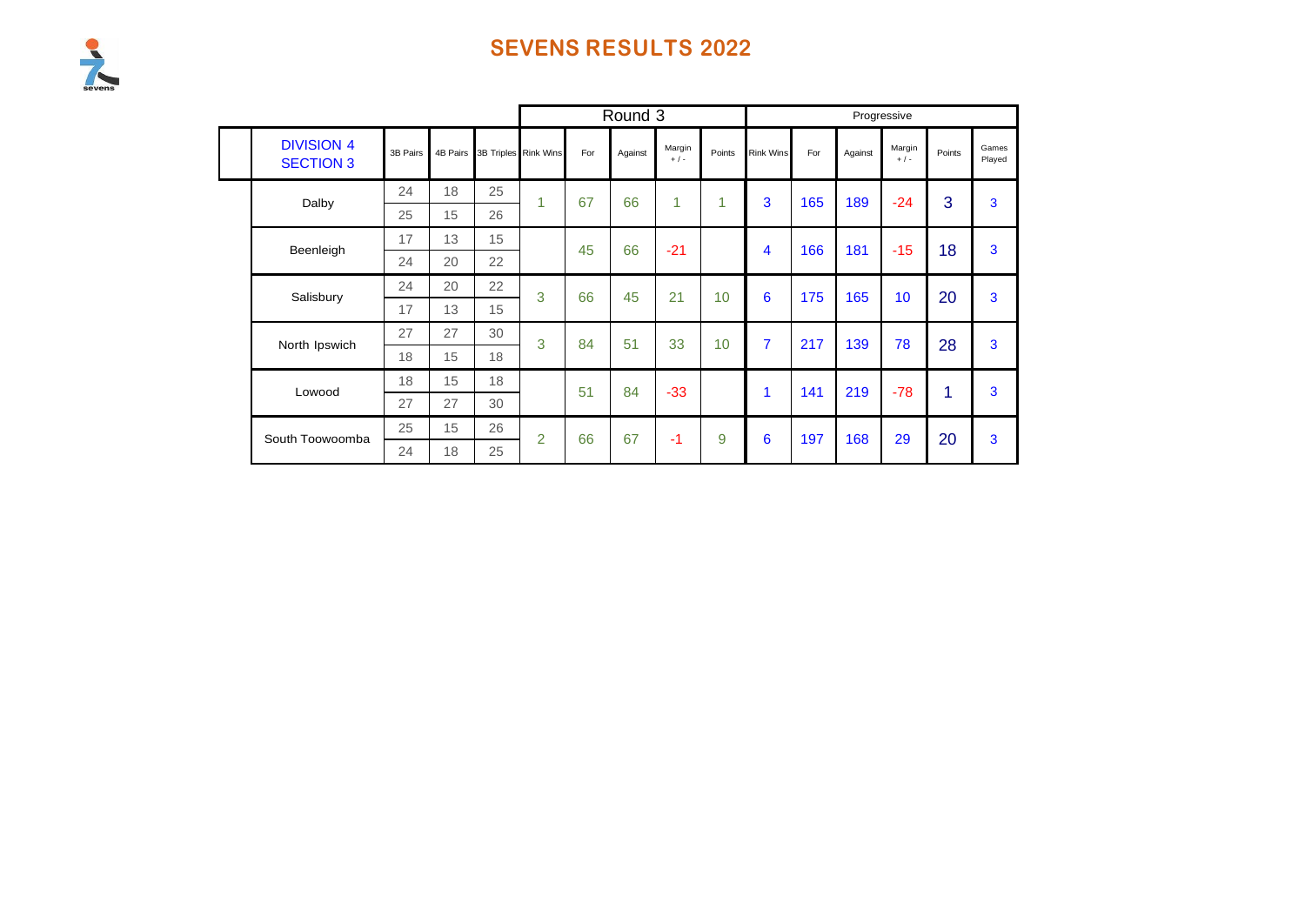# SEVENS RESULTS 2022

| DIVISION 4 SECTION 3 | 3B Pairs | 4B Pairs | 3B Triples | Round 3 Rink Wins | Round 3 For | Round 3 Against | Round 3 Margin + / - | Round 3 Points | Progressive Rink Wins | Progressive For | Progressive Against | Progressive Margin + / - | Progressive Points | Games Played |
|---|---|---|---|---|---|---|---|---|---|---|---|---|---|---|
| Dalby | 24 | 18 | 25 | 1 | 67 | 66 | 1 | 1 | 3 | 165 | 189 | -24 | 3 | 3 |
| | 25 | 15 | 26 | | | | | | | | | | | |
| Beenleigh | 17 | 13 | 15 | | 45 | 66 | -21 | | 4 | 166 | 181 | -15 | 18 | 3 |
| | 24 | 20 | 22 | | | | | | | | | | | |
| Salisbury | 24 | 20 | 22 | 3 | 66 | 45 | 21 | 10 | 6 | 175 | 165 | 10 | 20 | 3 |
| | 17 | 13 | 15 | | | | | | | | | | | |
| North Ipswich | 27 | 27 | 30 | 3 | 84 | 51 | 33 | 10 | 7 | 217 | 139 | 78 | 28 | 3 |
| | 18 | 15 | 18 | | | | | | | | | | | |
| Lowood | 18 | 15 | 18 | | 51 | 84 | -33 | | 1 | 141 | 219 | -78 | 1 | 3 |
| | 27 | 27 | 30 | | | | | | | | | | | |
| South Toowoomba | 25 | 15 | 26 | 2 | 66 | 67 | -1 | 9 | 6 | 197 | 168 | 29 | 20 | 3 |
| | 24 | 18 | 25 | | | | | | | | | | | |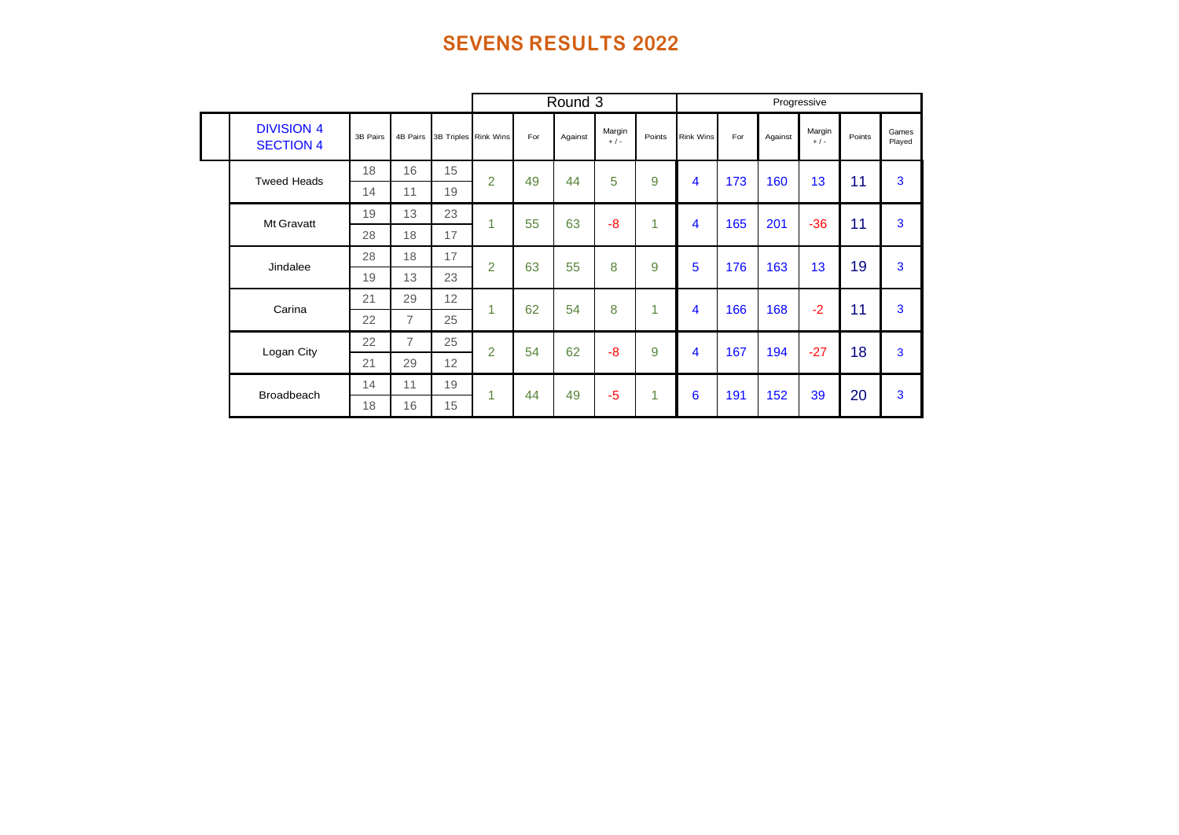# SEVENS RESULTS 2022

| | | | | Round 3 | | | | | Progressive | | | | | |
|---|---|---|---|---|---|---|---|---|---|---|---|---|---|---|
| DIVISION 4 SECTION 4 | 3B Pairs | 4B Pairs | 3B Triples | Rink Wins | For | Against | Margin + / - | Points | Rink Wins | For | Against | Margin + / - | Points | Games Played |
| Tweed Heads | 18 | 16 | 15 | 2 | 49 | 44 | 5 | 9 | 4 | 173 | 160 | 13 | 11 | 3 |
| | 14 | 11 | 19 | | | | | | | | | | | |
| Mt Gravatt | 19 | 13 | 23 | 1 | 55 | 63 | -8 | 1 | 4 | 165 | 201 | -36 | 11 | 3 |
| | 28 | 18 | 17 | | | | | | | | | | | |
| Jindalee | 28 | 18 | 17 | 2 | 63 | 55 | 8 | 9 | 5 | 176 | 163 | 13 | 19 | 3 |
| | 19 | 13 | 23 | | | | | | | | | | | |
| Carina | 21 | 29 | 12 | 1 | 62 | 54 | 8 | 1 | 4 | 166 | 168 | -2 | 11 | 3 |
| | 22 | 7 | 25 | | | | | | | | | | | |
| Logan City | 22 | 7 | 25 | 2 | 54 | 62 | -8 | 9 | 4 | 167 | 194 | -27 | 18 | 3 |
| | 21 | 29 | 12 | | | | | | | | | | | |
| Broadbeach | 14 | 11 | 19 | 1 | 44 | 49 | -5 | 1 | 6 | 191 | 152 | 39 | 20 | 3 |
| | 18 | 16 | 15 | | | | | | | | | | | |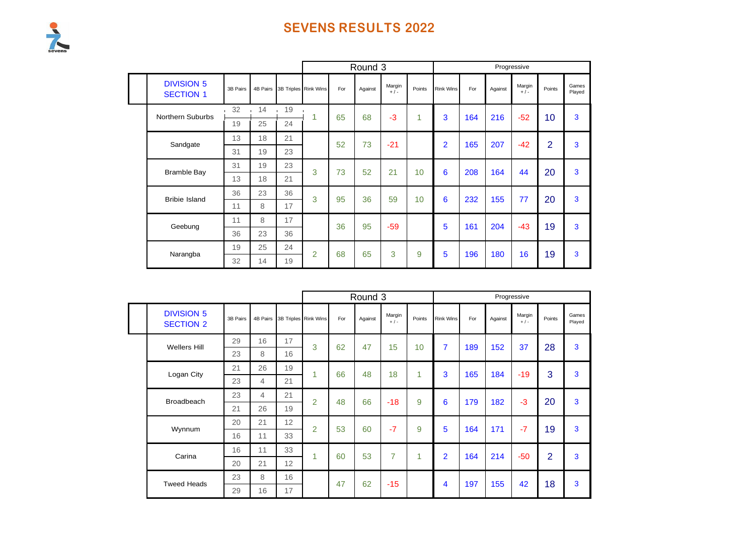# SEVENS RESULTS 2022

| DIVISION 5 SECTION 1 | 3B Pairs | 4B Pairs | 3B Triples | Round 3 Rink Wins | For | Against | Margin + / - | Points | Progressive Rink Wins | For | Against | Margin + / - | Points | Games Played |
|---|---|---|---|---|---|---|---|---|---|---|---|---|---|---|
| Northern Suburbs | 32 | 14 | 19 | 1 | 65 | 68 | -3 | 1 | 3 | 164 | 216 | -52 | 10 | 3 |
| | 19 | 25 | 24 | | | | | | | | | | | |
| Sandgate | 13 | 18 | 21 | | 52 | 73 | -21 | | 2 | 165 | 207 | -42 | 2 | 3 |
| | 31 | 19 | 23 | | | | | | | | | | | |
| Bramble Bay | 31 | 19 | 23 | 3 | 73 | 52 | 21 | 10 | 6 | 208 | 164 | 44 | 20 | 3 |
| | 13 | 18 | 21 | | | | | | | | | | | |
| Bribie Island | 36 | 23 | 36 | 3 | 95 | 36 | 59 | 10 | 6 | 232 | 155 | 77 | 20 | 3 |
| | 11 | 8 | 17 | | | | | | | | | | | |
| Geebung | 11 | 8 | 17 | | 36 | 95 | -59 | | 5 | 161 | 204 | -43 | 19 | 3 |
| | 36 | 23 | 36 | | | | | | | | | | | |
| Narangba | 19 | 25 | 24 | 2 | 68 | 65 | 3 | 9 | 5 | 196 | 180 | 16 | 19 | 3 |
| | 32 | 14 | 19 | | | | | | | | | | | |

| DIVISION 5 SECTION 2 | 3B Pairs | 4B Pairs | 3B Triples | Round 3 Rink Wins | For | Against | Margin + / - | Points | Progressive Rink Wins | For | Against | Margin + / - | Points | Games Played |
|---|---|---|---|---|---|---|---|---|---|---|---|---|---|---|
| Wellers Hill | 29 | 16 | 17 | 3 | 62 | 47 | 15 | 10 | 7 | 189 | 152 | 37 | 28 | 3 |
| | 23 | 8 | 16 | | | | | | | | | | | |
| Logan City | 21 | 26 | 19 | 1 | 66 | 48 | 18 | 1 | 3 | 165 | 184 | -19 | 3 | 3 |
| | 23 | 4 | 21 | | | | | | | | | | | |
| Broadbeach | 23 | 4 | 21 | 2 | 48 | 66 | -18 | 9 | 6 | 179 | 182 | -3 | 20 | 3 |
| | 21 | 26 | 19 | | | | | | | | | | | |
| Wynnum | 20 | 21 | 12 | 2 | 53 | 60 | -7 | 9 | 5 | 164 | 171 | -7 | 19 | 3 |
| | 16 | 11 | 33 | | | | | | | | | | | |
| Carina | 16 | 11 | 33 | 1 | 60 | 53 | 7 | 1 | 2 | 164 | 214 | -50 | 2 | 3 |
| | 20 | 21 | 12 | | | | | | | | | | | |
| Tweed Heads | 23 | 8 | 16 | | 47 | 62 | -15 | | 4 | 197 | 155 | 42 | 18 | 3 |
| | 29 | 16 | 17 | | | | | | | | | | | |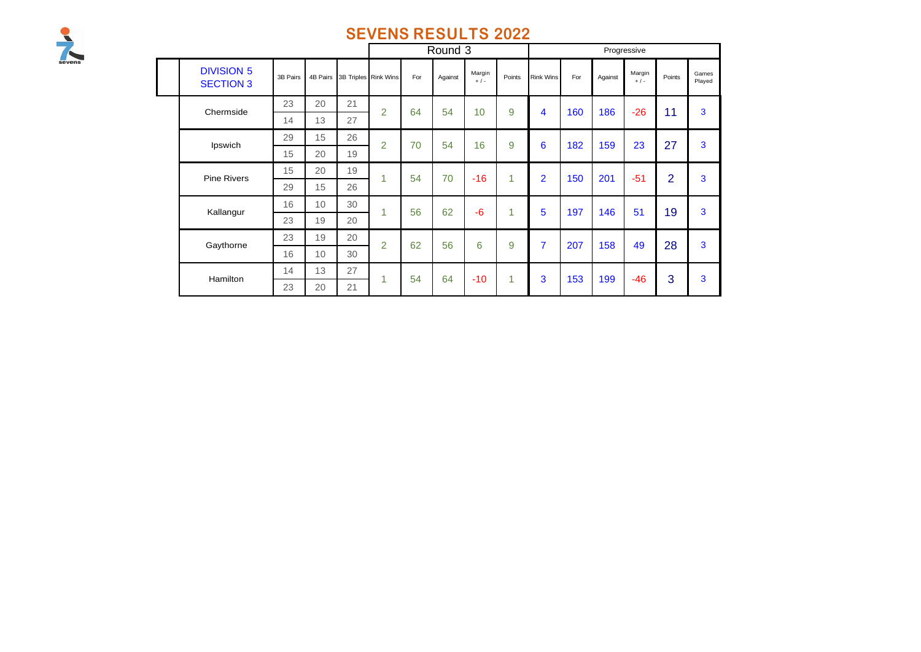# SEVENS RESULTS 2022

| DIVISION 5 SECTION 3 | 3B Pairs | 4B Pairs | 3B Triples | Round 3 Rink Wins | Round 3 For | Round 3 Against | Round 3 Margin + / - | Round 3 Points | Progressive Rink Wins | Progressive For | Progressive Against | Progressive Margin + / - | Progressive Points | Games Played |
|---|---|---|---|---|---|---|---|---|---|---|---|---|---|---|
| Chermside | 23 | 20 | 21 | 2 | 64 | 54 | 10 | 9 | 4 | 160 | 186 | -26 | 11 | 3 |
| | 14 | 13 | 27 | | | | | | | | | | | |
| Ipswich | 29 | 15 | 26 | 2 | 70 | 54 | 16 | 9 | 6 | 182 | 159 | 23 | 27 | 3 |
| | 15 | 20 | 19 | | | | | | | | | | | |
| Pine Rivers | 15 | 20 | 19 | 1 | 54 | 70 | -16 | 1 | 2 | 150 | 201 | -51 | 2 | 3 |
| | 29 | 15 | 26 | | | | | | | | | | | |
| Kallangur | 16 | 10 | 30 | 1 | 56 | 62 | -6 | 1 | 5 | 197 | 146 | 51 | 19 | 3 |
| | 23 | 19 | 20 | | | | | | | | | | | |
| Gaythorne | 23 | 19 | 20 | 2 | 62 | 56 | 6 | 9 | 7 | 207 | 158 | 49 | 28 | 3 |
| | 16 | 10 | 30 | | | | | | | | | | | |
| Hamilton | 14 | 13 | 27 | 1 | 54 | 64 | -10 | 1 | 3 | 153 | 199 | -46 | 3 | 3 |
| | 23 | 20 | 21 | | | | | | | | | | | |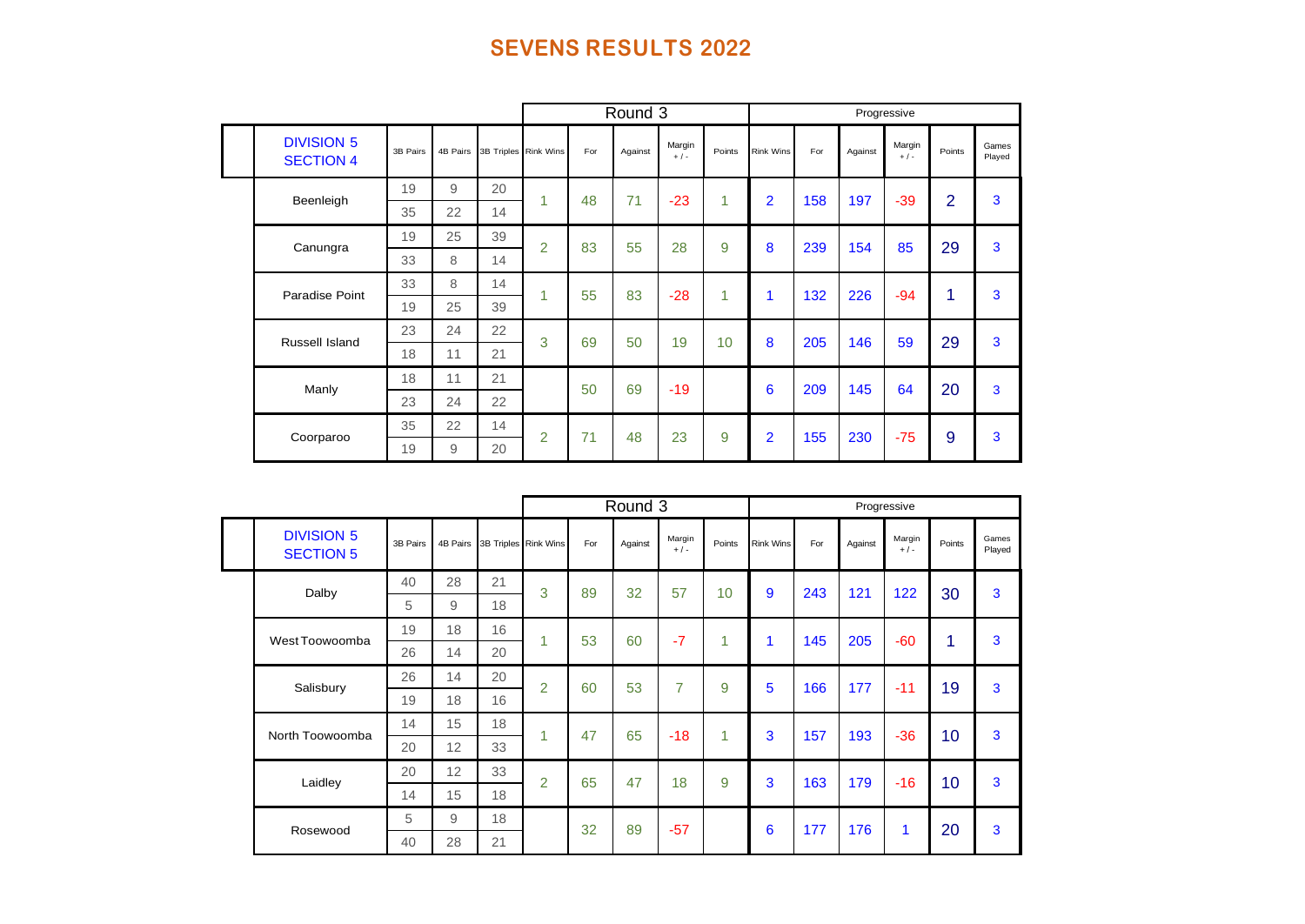# SEVENS RESULTS 2022

| DIVISION 5 SECTION 4 | 3B Pairs | 4B Pairs | 3B Triples | Round 3 Rink Wins | Round 3 For | Round 3 Against | Round 3 Margin + / - | Round 3 Points | Progressive Rink Wins | Progressive For | Progressive Against | Progressive Margin + / - | Progressive Points | Games Played |
|---|---|---|---|---|---|---|---|---|---|---|---|---|---|---|
| Beenleigh | 19 | 9 | 20 | 1 | 48 | 71 | -23 | 1 | 2 | 158 | 197 | -39 | 2 | 3 |
| | 35 | 22 | 14 | | | | | | | | | | | |
| Canungra | 19 | 25 | 39 | 2 | 83 | 55 | 28 | 9 | 8 | 239 | 154 | 85 | 29 | 3 |
| | 33 | 8 | 14 | | | | | | | | | | | |
| Paradise Point | 33 | 8 | 14 | 1 | 55 | 83 | -28 | 1 | 1 | 132 | 226 | -94 | 1 | 3 |
| | 19 | 25 | 39 | | | | | | | | | | | |
| Russell Island | 23 | 24 | 22 | 3 | 69 | 50 | 19 | 10 | 8 | 205 | 146 | 59 | 29 | 3 |
| | 18 | 11 | 21 | | | | | | | | | | | |
| Manly | 18 | 11 | 21 | | 50 | 69 | -19 | | 6 | 209 | 145 | 64 | 20 | 3 |
| | 23 | 24 | 22 | | | | | | | | | | | |
| Coorparoo | 35 | 22 | 14 | 2 | 71 | 48 | 23 | 9 | 2 | 155 | 230 | -75 | 9 | 3 |
| | 19 | 9 | 20 | | | | | | | | | | | |

| DIVISION 5 SECTION 5 | 3B Pairs | 4B Pairs | 3B Triples | Round 3 Rink Wins | Round 3 For | Round 3 Against | Round 3 Margin + / - | Round 3 Points | Progressive Rink Wins | Progressive For | Progressive Against | Progressive Margin + / - | Progressive Points | Games Played |
|---|---|---|---|---|---|---|---|---|---|---|---|---|---|---|
| Dalby | 40 | 28 | 21 | 3 | 89 | 32 | 57 | 10 | 9 | 243 | 121 | 122 | 30 | 3 |
| | 5 | 9 | 18 | | | | | | | | | | | |
| West Toowoomba | 19 | 18 | 16 | 1 | 53 | 60 | -7 | 1 | 1 | 145 | 205 | -60 | 1 | 3 |
| | 26 | 14 | 20 | | | | | | | | | | | |
| Salisbury | 26 | 14 | 20 | 2 | 60 | 53 | 7 | 9 | 5 | 166 | 177 | -11 | 19 | 3 |
| | 19 | 18 | 16 | | | | | | | | | | | |
| North Toowoomba | 14 | 15 | 18 | 1 | 47 | 65 | -18 | 1 | 3 | 157 | 193 | -36 | 10 | 3 |
| | 20 | 12 | 33 | | | | | | | | | | | |
| Laidley | 20 | 12 | 33 | 2 | 65 | 47 | 18 | 9 | 3 | 163 | 179 | -16 | 10 | 3 |
| | 14 | 15 | 18 | | | | | | | | | | | |
| Rosewood | 5 | 9 | 18 | | 32 | 89 | -57 | | 6 | 177 | 176 | 1 | 20 | 3 |
| | 40 | 28 | 21 | | | | | | | | | | | |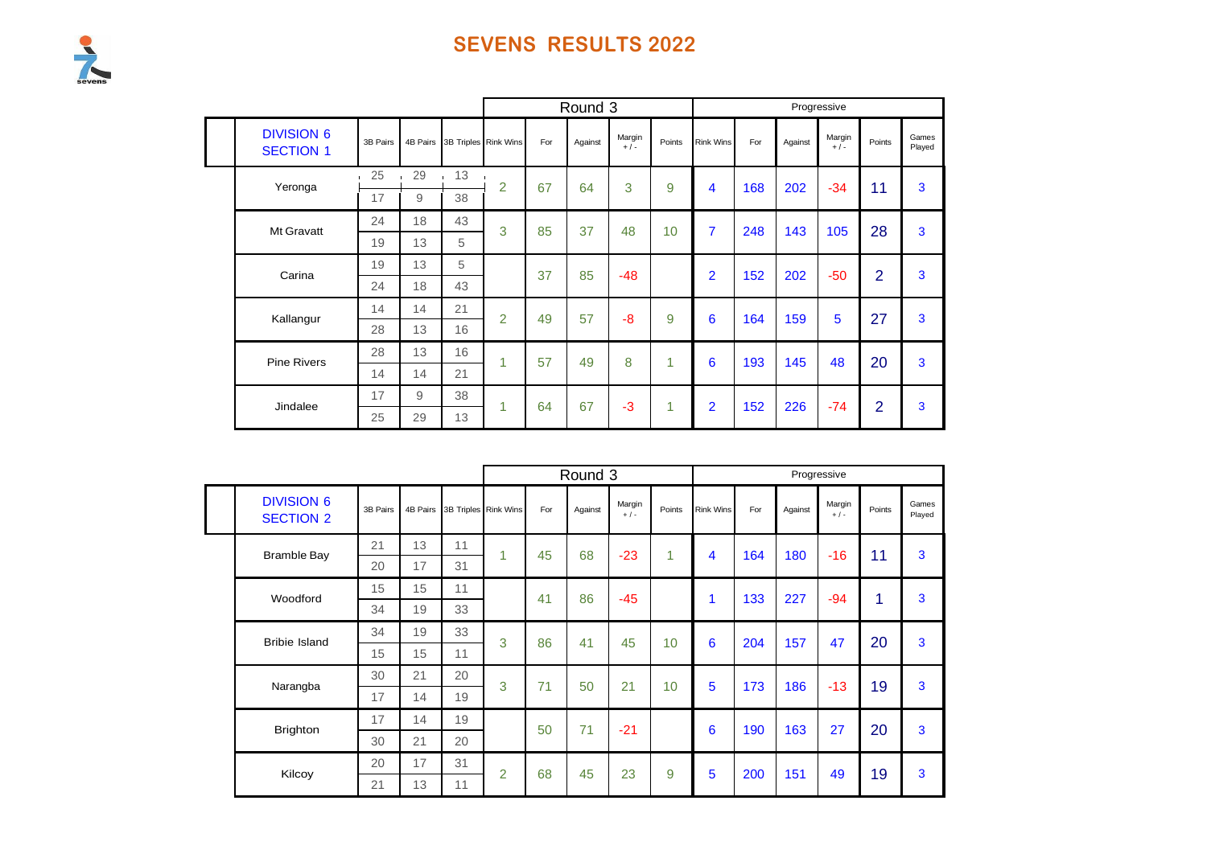# SEVENS RESULTS 2022

| DIVISION 6 SECTION 1 | 3B Pairs | 4B Pairs | 3B Triples | Round 3 Rink Wins | Round 3 For | Round 3 Against | Round 3 Margin + / - | Round 3 Points | Progressive Rink Wins | Progressive For | Progressive Against | Progressive Margin + / - | Progressive Points | Games Played |
|---|---|---|---|---|---|---|---|---|---|---|---|---|---|---|
| Yeronga | 25 | 29 | 13 | 2 | 67 | 64 | 3 | 9 | 4 | 168 | 202 | -34 | 11 | 3 |
| | 17 | 9 | 38 | | | | | | | | | | | |
| Mt Gravatt | 24 | 18 | 43 | 3 | 85 | 37 | 48 | 10 | 7 | 248 | 143 | 105 | 28 | 3 |
| | 19 | 13 | 5 | | | | | | | | | | | |
| Carina | 19 | 13 | 5 | | 37 | 85 | -48 | | 2 | 152 | 202 | -50 | 2 | 3 |
| | 24 | 18 | 43 | | | | | | | | | | | |
| Kallangur | 14 | 14 | 21 | 2 | 49 | 57 | -8 | 9 | 6 | 164 | 159 | 5 | 27 | 3 |
| | 28 | 13 | 16 | | | | | | | | | | | |
| Pine Rivers | 28 | 13 | 16 | 1 | 57 | 49 | 8 | 1 | 6 | 193 | 145 | 48 | 20 | 3 |
| | 14 | 14 | 21 | | | | | | | | | | | |
| Jindalee | 17 | 9 | 38 | 1 | 64 | 67 | -3 | 1 | 2 | 152 | 226 | -74 | 2 | 3 |
| | 25 | 29 | 13 | | | | | | | | | | | |

| DIVISION 6 SECTION 2 | 3B Pairs | 4B Pairs | 3B Triples | Round 3 Rink Wins | Round 3 For | Round 3 Against | Round 3 Margin + / - | Round 3 Points | Progressive Rink Wins | Progressive For | Progressive Against | Progressive Margin + / - | Progressive Points | Games Played |
|---|---|---|---|---|---|---|---|---|---|---|---|---|---|---|
| Bramble Bay | 21 | 13 | 11 | 1 | 45 | 68 | -23 | 1 | 4 | 164 | 180 | -16 | 11 | 3 |
| | 20 | 17 | 31 | | | | | | | | | | | |
| Woodford | 15 | 15 | 11 | | 41 | 86 | -45 | | 1 | 133 | 227 | -94 | 1 | 3 |
| | 34 | 19 | 33 | | | | | | | | | | | |
| Bribie Island | 34 | 19 | 33 | 3 | 86 | 41 | 45 | 10 | 6 | 204 | 157 | 47 | 20 | 3 |
| | 15 | 15 | 11 | | | | | | | | | | | |
| Narangba | 30 | 21 | 20 | 3 | 71 | 50 | 21 | 10 | 5 | 173 | 186 | -13 | 19 | 3 |
| | 17 | 14 | 19 | | | | | | | | | | | |
| Brighton | 17 | 14 | 19 | | 50 | 71 | -21 | | 6 | 190 | 163 | 27 | 20 | 3 |
| | 30 | 21 | 20 | | | | | | | | | | | |
| Kilcoy | 20 | 17 | 31 | 2 | 68 | 45 | 23 | 9 | 5 | 200 | 151 | 49 | 19 | 3 |
| | 21 | 13 | 11 | | | | | | | | | | | |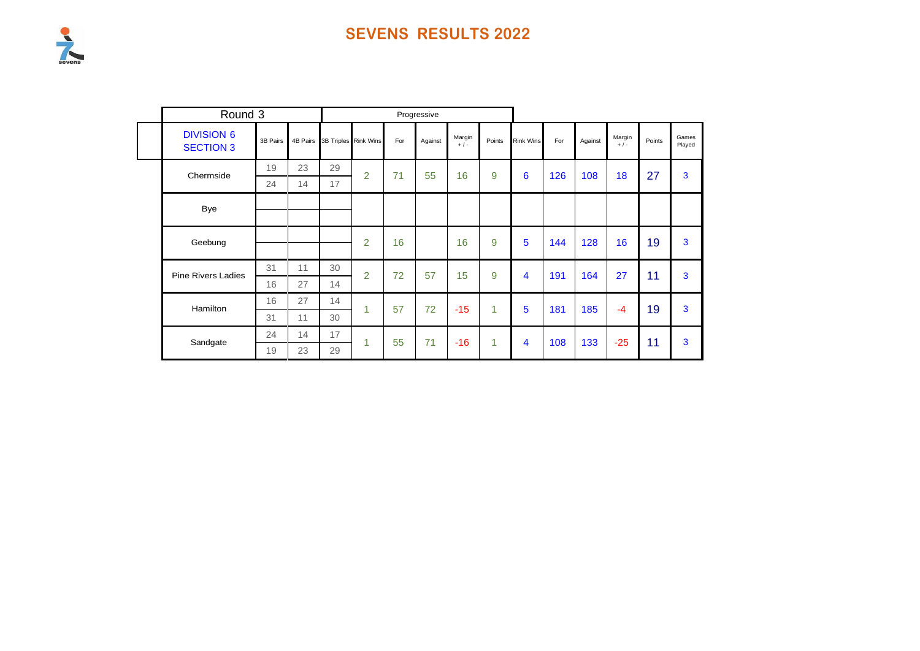# SEVENS RESULTS 2022

| Round 3 | | | | Progressive | | | | | | | | | | |
|---|---|---|---|---|---|---|---|---|---|---|---|---|---|---|
| DIVISION 6 SECTION 3 | 3B Pairs | 4B Pairs | 3B Triples | Rink Wins | For | Against | Margin + / - | Points | Rink Wins | For | Against | Margin + / - | Points | Games Played |
| Chermside | 19 | 23 | 29 | 2 | 71 | 55 | 16 | 9 | 6 | 126 | 108 | 18 | 27 | 3 |
| | 24 | 14 | 17 | | | | | | | | | | | |
| Bye | | | | | | | | | | | | | | |
| | | | | | | | | | | | | | | |
| Geebung | | | | 2 | 16 | | 16 | 9 | 5 | 144 | 128 | 16 | 19 | 3 |
| | | | | | | | | | | | | | | |
| Pine Rivers Ladies | 31 | 11 | 30 | 2 | 72 | 57 | 15 | 9 | 4 | 191 | 164 | 27 | 11 | 3 |
| | 16 | 27 | 14 | | | | | | | | | | | |
| Hamilton | 16 | 27 | 14 | 1 | 57 | 72 | -15 | 1 | 5 | 181 | 185 | -4 | 19 | 3 |
| | 31 | 11 | 30 | | | | | | | | | | | |
| Sandgate | 24 | 14 | 17 | 1 | 55 | 71 | -16 | 1 | 4 | 108 | 133 | -25 | 11 | 3 |
| | 19 | 23 | 29 | | | | | | | | | | | |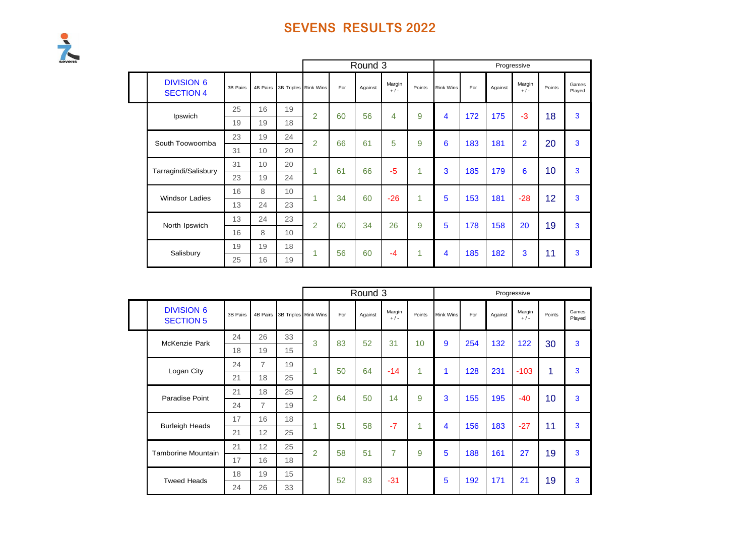# SEVENS RESULTS 2022

| DIVISION 6 SECTION 4 | 3B Pairs | 4B Pairs | 3B Triples | Round 3 Rink Wins | For | Against | Margin + / - | Points | Progressive Rink Wins | For | Against | Margin + / - | Points | Games Played |
|---|---|---|---|---|---|---|---|---|---|---|---|---|---|---|
| Ipswich | 25 | 16 | 19 | 2 | 60 | 56 | 4 | 9 | 4 | 172 | 175 | -3 | 18 | 3 |
| | 19 | 19 | 18 | | | | | | | | | | | |
| South Toowoomba | 23 | 19 | 24 | 2 | 66 | 61 | 5 | 9 | 6 | 183 | 181 | 2 | 20 | 3 |
| | 31 | 10 | 20 | | | | | | | | | | | |
| Tarragindi/Salisbury | 31 | 10 | 20 | 1 | 61 | 66 | -5 | 1 | 3 | 185 | 179 | 6 | 10 | 3 |
| | 23 | 19 | 24 | | | | | | | | | | | |
| Windsor Ladies | 16 | 8 | 10 | 1 | 34 | 60 | -26 | 1 | 5 | 153 | 181 | -28 | 12 | 3 |
| | 13 | 24 | 23 | | | | | | | | | | | |
| North Ipswich | 13 | 24 | 23 | 2 | 60 | 34 | 26 | 9 | 5 | 178 | 158 | 20 | 19 | 3 |
| | 16 | 8 | 10 | | | | | | | | | | | |
| Salisbury | 19 | 19 | 18 | 1 | 56 | 60 | -4 | 1 | 4 | 185 | 182 | 3 | 11 | 3 |
| | 25 | 16 | 19 | | | | | | | | | | | |

| DIVISION 6 SECTION 5 | 3B Pairs | 4B Pairs | 3B Triples | Round 3 Rink Wins | For | Against | Margin + / - | Points | Progressive Rink Wins | For | Against | Margin + / - | Points | Games Played |
|---|---|---|---|---|---|---|---|---|---|---|---|---|---|---|
| McKenzie Park | 24 | 26 | 33 | 3 | 83 | 52 | 31 | 10 | 9 | 254 | 132 | 122 | 30 | 3 |
| | 18 | 19 | 15 | | | | | | | | | | | |
| Logan City | 24 | 7 | 19 | 1 | 50 | 64 | -14 | 1 | 1 | 128 | 231 | -103 | 1 | 3 |
| | 21 | 18 | 25 | | | | | | | | | | | |
| Paradise Point | 21 | 18 | 25 | 2 | 64 | 50 | 14 | 9 | 3 | 155 | 195 | -40 | 10 | 3 |
| | 24 | 7 | 19 | | | | | | | | | | | |
| Burleigh Heads | 17 | 16 | 18 | 1 | 51 | 58 | -7 | 1 | 4 | 156 | 183 | -27 | 11 | 3 |
| | 21 | 12 | 25 | | | | | | | | | | | |
| Tamborine Mountain | 21 | 12 | 25 | 2 | 58 | 51 | 7 | 9 | 5 | 188 | 161 | 27 | 19 | 3 |
| | 17 | 16 | 18 | | | | | | | | | | | |
| Tweed Heads | 18 | 19 | 15 | | 52 | 83 | -31 | | 5 | 192 | 171 | 21 | 19 | 3 |
| | 24 | 26 | 33 | | | | | | | | | | | |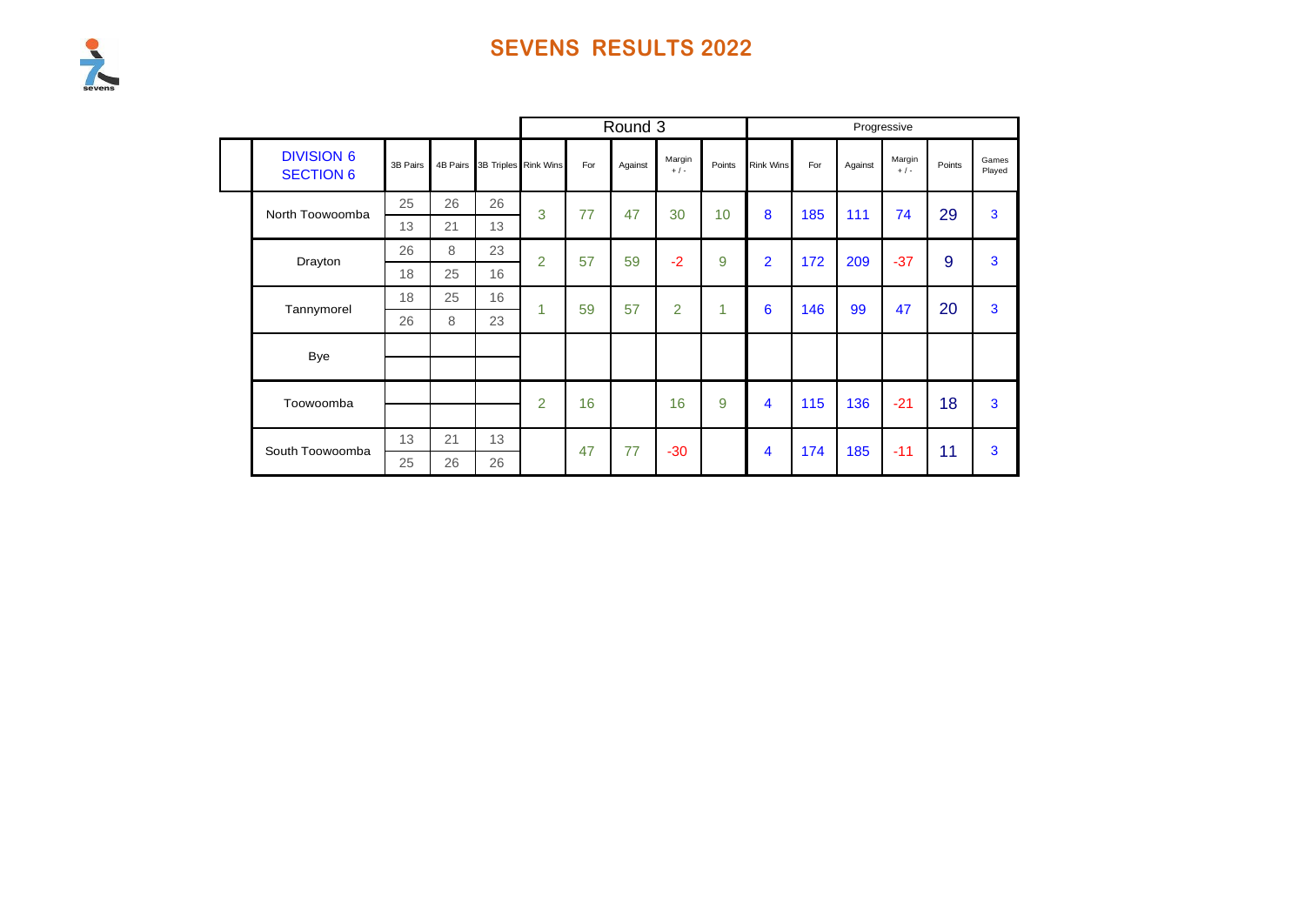# SEVENS RESULTS 2022

| DIVISION 6 SECTION 6 | 3B Pairs | 4B Pairs | 3B Triples | Round 3 Rink Wins | For | Against | Margin + / - | Points | Progressive Rink Wins | For | Against | Margin + / - | Points | Games Played |
|---|---|---|---|---|---|---|---|---|---|---|---|---|---|---|
| North Toowoomba | 25 | 26 | 26 | 3 | 77 | 47 | 30 | 10 | 8 | 185 | 111 | 74 | 29 | 3 |
| | 13 | 21 | 13 | | | | | | | | | | | |
| Drayton | 26 | 8 | 23 | 2 | 57 | 59 | -2 | 9 | 2 | 172 | 209 | -37 | 9 | 3 |
| | 18 | 25 | 16 | | | | | | | | | | | |
| Tannymorel | 18 | 25 | 16 | 1 | 59 | 57 | 2 | 1 | 6 | 146 | 99 | 47 | 20 | 3 |
| | 26 | 8 | 23 | | | | | | | | | | | |
| Bye | | | | | | | | | | | | | | |
| | | | | | | | | | | | | | | |
| Toowoomba | | | | 2 | 16 | | 16 | 9 | 4 | 115 | 136 | -21 | 18 | 3 |
| | | | | | | | | | | | | | | |
| South Toowoomba | 13 | 21 | 13 | | 47 | 77 | -30 | | 4 | 174 | 185 | -11 | 11 | 3 |
| | 25 | 26 | 26 | | | | | | | | | | | |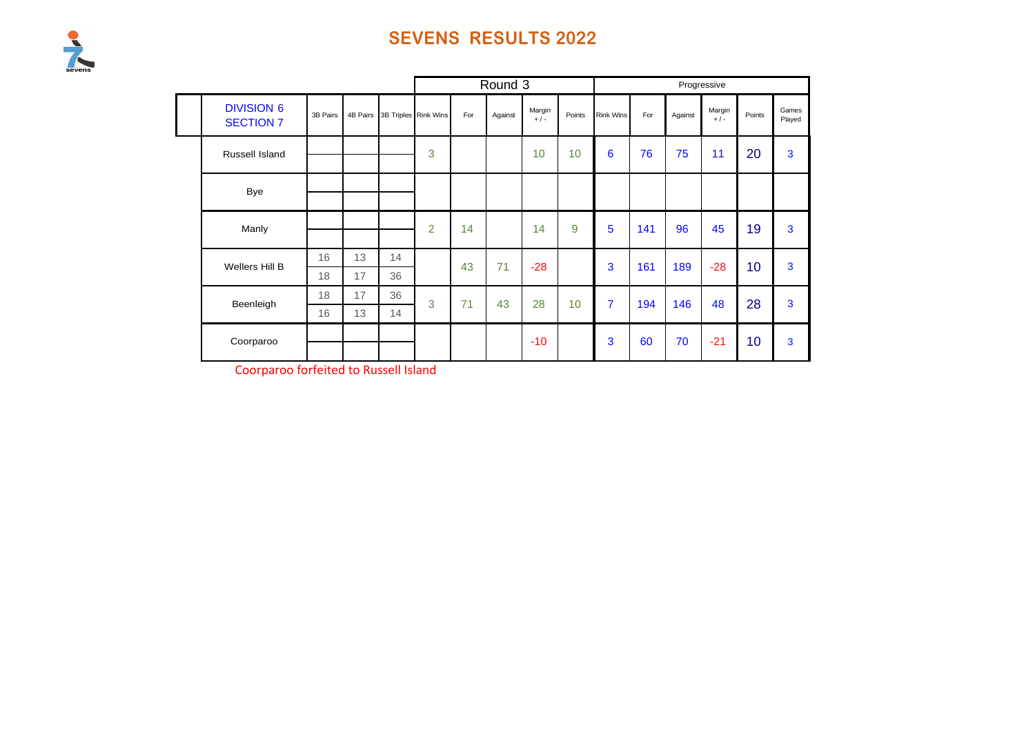# SEVENS RESULTS 2022

| DIVISION 6 SECTION 7 | 3B Pairs | 4B Pairs | 3B Triples | Round 3 Rink Wins | Round 3 For | Round 3 Against | Round 3 Margin +/- | Round 3 Points | Progressive Rink Wins | Progressive For | Progressive Against | Progressive Margin +/- | Progressive Points | Games Played |
|---|---|---|---|---|---|---|---|---|---|---|---|---|---|---|
| Russell Island | | | | 3 | | | 10 | 10 | 6 | 76 | 75 | 11 | 20 | 3 |
| | | | | | | | | | | | | | | |
| Bye | | | | | | | | | | | | | | |
| | | | | | | | | | | | | | | |
| Manly | | | | 2 | 14 | | 14 | 9 | 5 | 141 | 96 | 45 | 19 | 3 |
| | | | | | | | | | | | | | | |
| Wellers Hill B | 16 | 13 | 14 | | 43 | 71 | -28 | | 3 | 161 | 189 | -28 | 10 | 3 |
| | 18 | 17 | 36 | | | | | | | | | | | |
| Beenleigh | 18 | 17 | 36 | 3 | 71 | 43 | 28 | 10 | 7 | 194 | 146 | 48 | 28 | 3 |
| | 16 | 13 | 14 | | | | | | | | | | | |
| Coorparoo | | | | | | | -10 | | 3 | 60 | 70 | -21 | 10 | 3 |
| | | | | | | | | | | | | | | |

Coorparoo forfeited to Russell Island